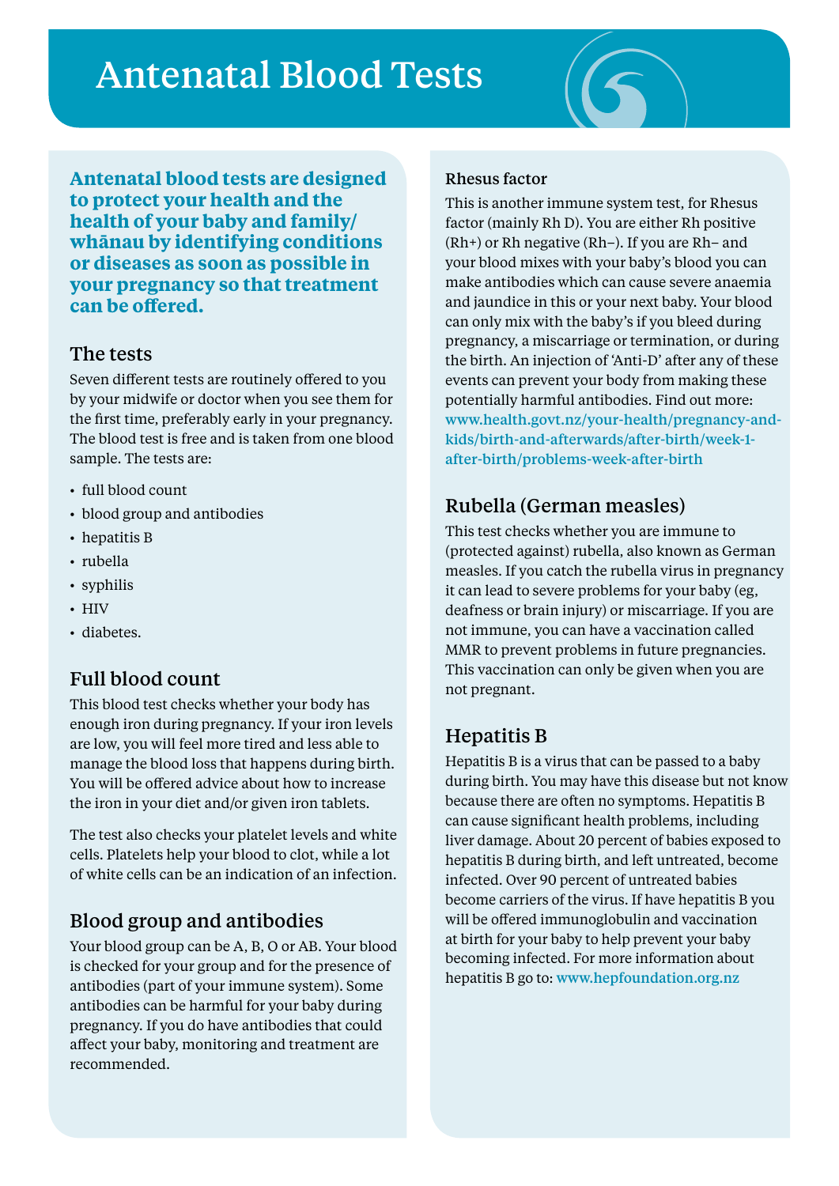# Antenatal Blood Tests

**Antenatal blood tests are designed to protect your health and the health of your baby and family/whānau by identifying conditions or diseases as soon as possible in your pregnancy so that treatment can be offered.**

## The tests

Seven different tests are routinely offered to you by your midwife or doctor when you see them for the first time, preferably early in your pregnancy. The blood test is free and is taken from one blood sample. The tests are:

- full blood count
- blood group and antibodies
- hepatitis B
- rubella
- syphilis
- HIV
- diabetes.

## Full blood count

This blood test checks whether your body has enough iron during pregnancy. If your iron levels are low, you will feel more tired and less able to manage the blood loss that happens during birth. You will be offered advice about how to increase the iron in your diet and/or given iron tablets.

The test also checks your platelet levels and white cells. Platelets help your blood to clot, while a lot of white cells can be an indication of an infection.

## Blood group and antibodies

Your blood group can be A, B, O or AB. Your blood is checked for your group and for the presence of antibodies (part of your immune system). Some antibodies can be harmful for your baby during pregnancy. If you do have antibodies that could affect your baby, monitoring and treatment are recommended.

### Rhesus factor

This is another immune system test, for Rhesus factor (mainly Rh D). You are either Rh positive (Rh+) or Rh negative (Rh–). If you are Rh– and your blood mixes with your baby's blood you can make antibodies which can cause severe anaemia and jaundice in this or your next baby. Your blood can only mix with the baby's if you bleed during pregnancy, a miscarriage or termination, or during the birth. An injection of 'Anti-D' after any of these events can prevent your body from making these potentially harmful antibodies. Find out more: www.health.govt.nz/your-health/pregnancy-and-kids/birth-and-afterwards/after-birth/week-1-after-birth/problems-week-after-birth

## Rubella (German measles)

This test checks whether you are immune to (protected against) rubella, also known as German measles. If you catch the rubella virus in pregnancy it can lead to severe problems for your baby (eg, deafness or brain injury) or miscarriage. If you are not immune, you can have a vaccination called MMR to prevent problems in future pregnancies. This vaccination can only be given when you are not pregnant.

## Hepatitis B

Hepatitis B is a virus that can be passed to a baby during birth. You may have this disease but not know because there are often no symptoms. Hepatitis B can cause significant health problems, including liver damage. About 20 percent of babies exposed to hepatitis B during birth, and left untreated, become infected. Over 90 percent of untreated babies become carriers of the virus. If have hepatitis B you will be offered immunoglobulin and vaccination at birth for your baby to help prevent your baby becoming infected. For more information about hepatitis B go to: www.hepfoundation.org.nz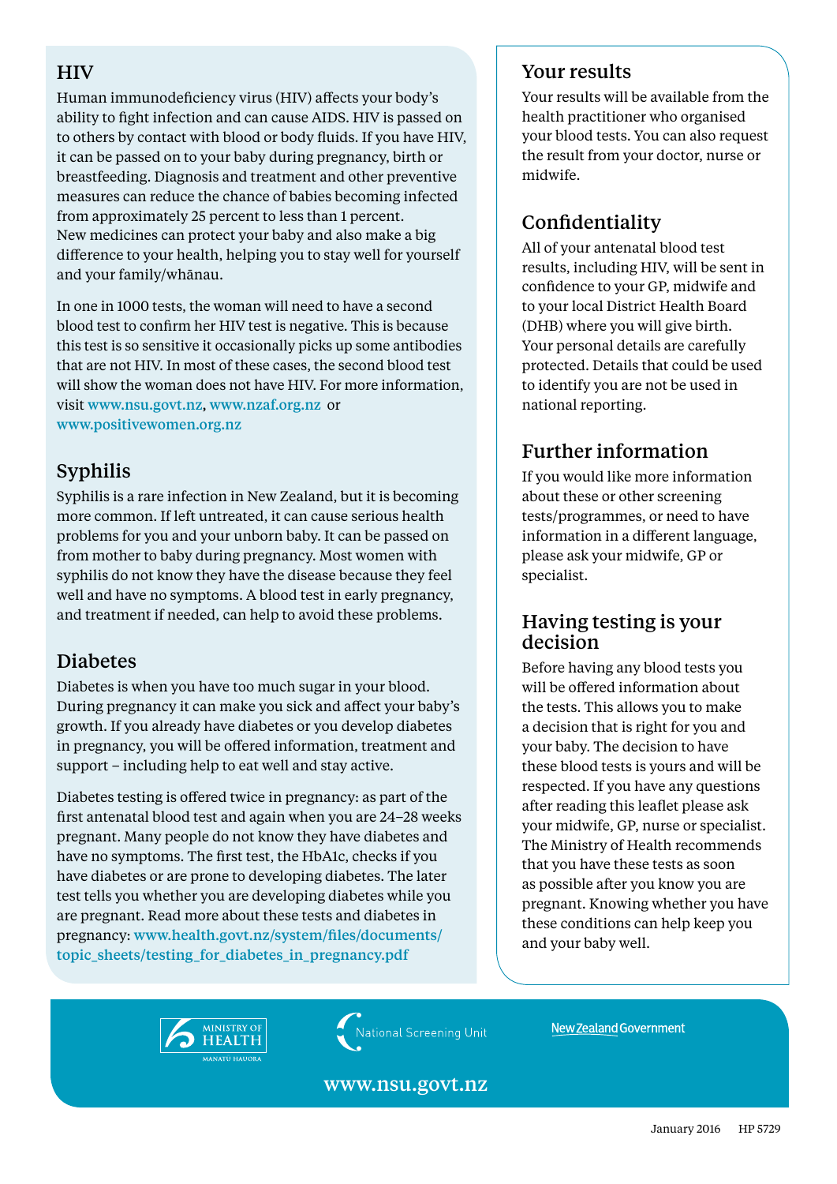## HIV

Human immunodeficiency virus (HIV) affects your body's ability to fight infection and can cause AIDS. HIV is passed on to others by contact with blood or body fluids. If you have HIV, it can be passed on to your baby during pregnancy, birth or breastfeeding. Diagnosis and treatment and other preventive measures can reduce the chance of babies becoming infected from approximately 25 percent to less than 1 percent. New medicines can protect your baby and also make a big difference to your health, helping you to stay well for yourself and your family/whānau.

In one in 1000 tests, the woman will need to have a second blood test to confirm her HIV test is negative. This is because this test is so sensitive it occasionally picks up some antibodies that are not HIV. In most of these cases, the second blood test will show the woman does not have HIV. For more information, visit www.nsu.govt.nz, www.nzaf.org.nz or www.positivewomen.org.nz

## Syphilis

Syphilis is a rare infection in New Zealand, but it is becoming more common. If left untreated, it can cause serious health problems for you and your unborn baby. It can be passed on from mother to baby during pregnancy. Most women with syphilis do not know they have the disease because they feel well and have no symptoms. A blood test in early pregnancy, and treatment if needed, can help to avoid these problems.

## Diabetes

Diabetes is when you have too much sugar in your blood. During pregnancy it can make you sick and affect your baby's growth. If you already have diabetes or you develop diabetes in pregnancy, you will be offered information, treatment and support – including help to eat well and stay active.

Diabetes testing is offered twice in pregnancy: as part of the first antenatal blood test and again when you are 24–28 weeks pregnant. Many people do not know they have diabetes and have no symptoms. The first test, the HbA1c, checks if you have diabetes or are prone to developing diabetes. The later test tells you whether you are developing diabetes while you are pregnant. Read more about these tests and diabetes in pregnancy: www.health.govt.nz/system/files/documents/topic_sheets/testing_for_diabetes_in_pregnancy.pdf

## Your results

Your results will be available from the health practitioner who organised your blood tests. You can also request the result from your doctor, nurse or midwife.

## Confidentiality

All of your antenatal blood test results, including HIV, will be sent in confidence to your GP, midwife and to your local District Health Board (DHB) where you will give birth. Your personal details are carefully protected. Details that could be used to identify you are not be used in national reporting.

## Further information

If you would like more information about these or other screening tests/programmes, or need to have information in a different language, please ask your midwife, GP or specialist.

## Having testing is your decision

Before having any blood tests you will be offered information about the tests. This allows you to make a decision that is right for you and your baby. The decision to have these blood tests is yours and will be respected. If you have any questions after reading this leaflet please ask your midwife, GP, nurse or specialist. The Ministry of Health recommends that you have these tests as soon as possible after you know you are pregnant. Knowing whether you have these conditions can help keep you and your baby well.

Ministry of Health – Manatū Hauora | National Screening Unit | New Zealand Government

www.nsu.govt.nz

January 2016 HP 5729